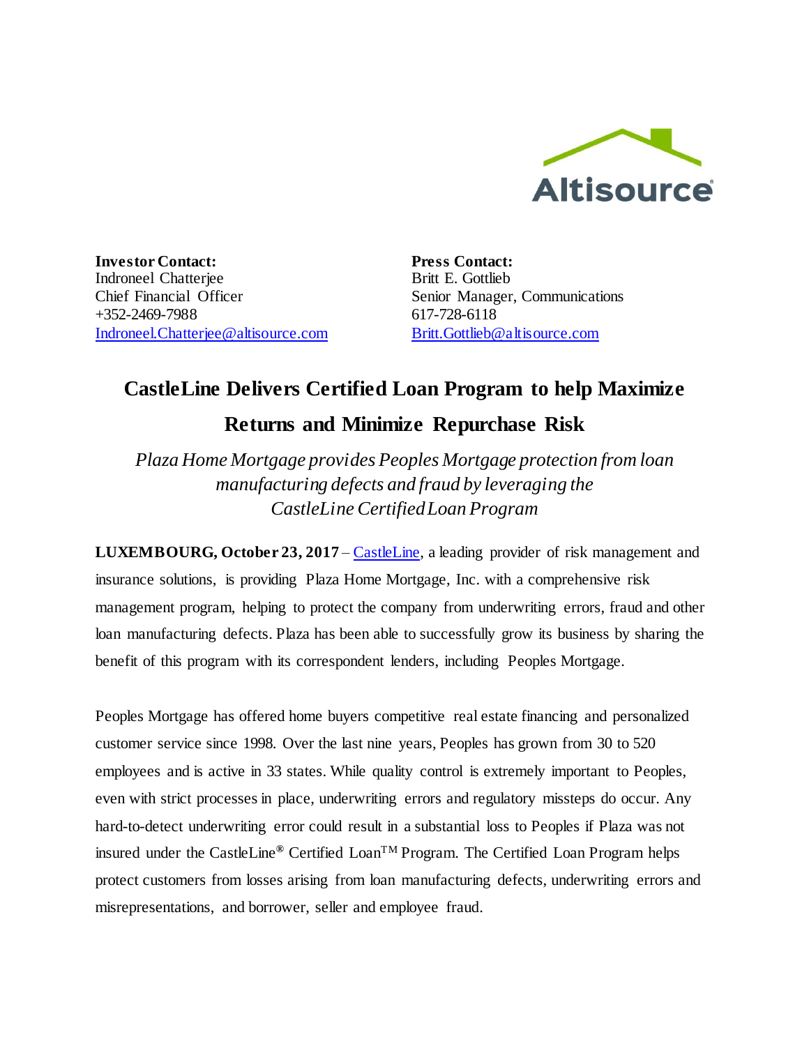**Investor Contact:**
Indroneel Chatterjee
Chief Financial Officer
+352-2469-7988
Indroneel.Chatterjee@altisource.com

**Press Contact:**
Britt E. Gottlieb
Senior Manager, Communications
617-728-6118
Britt.Gottlieb@altisource.com

# CastleLine Delivers Certified Loan Program to help Maximize Returns and Minimize Repurchase Risk

*Plaza Home Mortgage provides Peoples Mortgage protection from loan manufacturing defects and fraud by leveraging the CastleLine Certified Loan Program*

**LUXEMBOURG, October 23, 2017** – CastleLine, a leading provider of risk management and insurance solutions, is providing Plaza Home Mortgage, Inc. with a comprehensive risk management program, helping to protect the company from underwriting errors, fraud and other loan manufacturing defects. Plaza has been able to successfully grow its business by sharing the benefit of this program with its correspondent lenders, including Peoples Mortgage.

Peoples Mortgage has offered home buyers competitive real estate financing and personalized customer service since 1998. Over the last nine years, Peoples has grown from 30 to 520 employees and is active in 33 states. While quality control is extremely important to Peoples, even with strict processes in place, underwriting errors and regulatory missteps do occur. Any hard-to-detect underwriting error could result in a substantial loss to Peoples if Plaza was not insured under the CastleLine® Certified Loan™ Program. The Certified Loan Program helps protect customers from losses arising from loan manufacturing defects, underwriting errors and misrepresentations, and borrower, seller and employee fraud.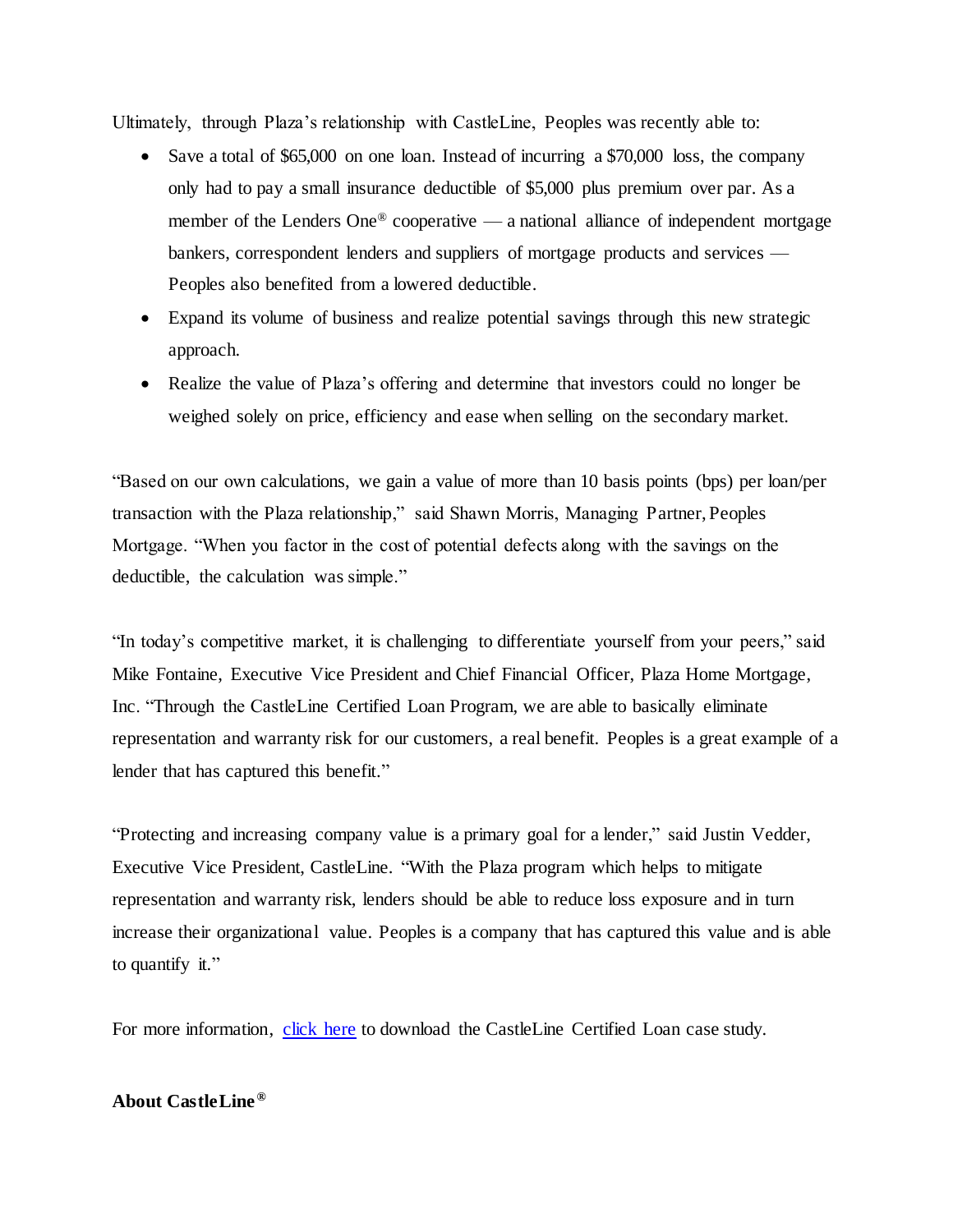Ultimately, through Plaza's relationship with CastleLine, Peoples was recently able to:

- Save a total of $65,000 on one loan. Instead of incurring a $70,000 loss, the company only had to pay a small insurance deductible of $5,000 plus premium over par. As a member of the Lenders One® cooperative — a national alliance of independent mortgage bankers, correspondent lenders and suppliers of mortgage products and services — Peoples also benefited from a lowered deductible.
- Expand its volume of business and realize potential savings through this new strategic approach.
- Realize the value of Plaza's offering and determine that investors could no longer be weighed solely on price, efficiency and ease when selling on the secondary market.

"Based on our own calculations, we gain a value of more than 10 basis points (bps) per loan/per transaction with the Plaza relationship," said Shawn Morris, Managing Partner, Peoples Mortgage. "When you factor in the cost of potential defects along with the savings on the deductible, the calculation was simple."

"In today's competitive market, it is challenging to differentiate yourself from your peers," said Mike Fontaine, Executive Vice President and Chief Financial Officer, Plaza Home Mortgage, Inc. "Through the CastleLine Certified Loan Program, we are able to basically eliminate representation and warranty risk for our customers, a real benefit. Peoples is a great example of a lender that has captured this benefit."

"Protecting and increasing company value is a primary goal for a lender," said Justin Vedder, Executive Vice President, CastleLine. "With the Plaza program which helps to mitigate representation and warranty risk, lenders should be able to reduce loss exposure and in turn increase their organizational value. Peoples is a company that has captured this value and is able to quantify it."

For more information, [click here](#) to download the CastleLine Certified Loan case study.

**About CastleLine®**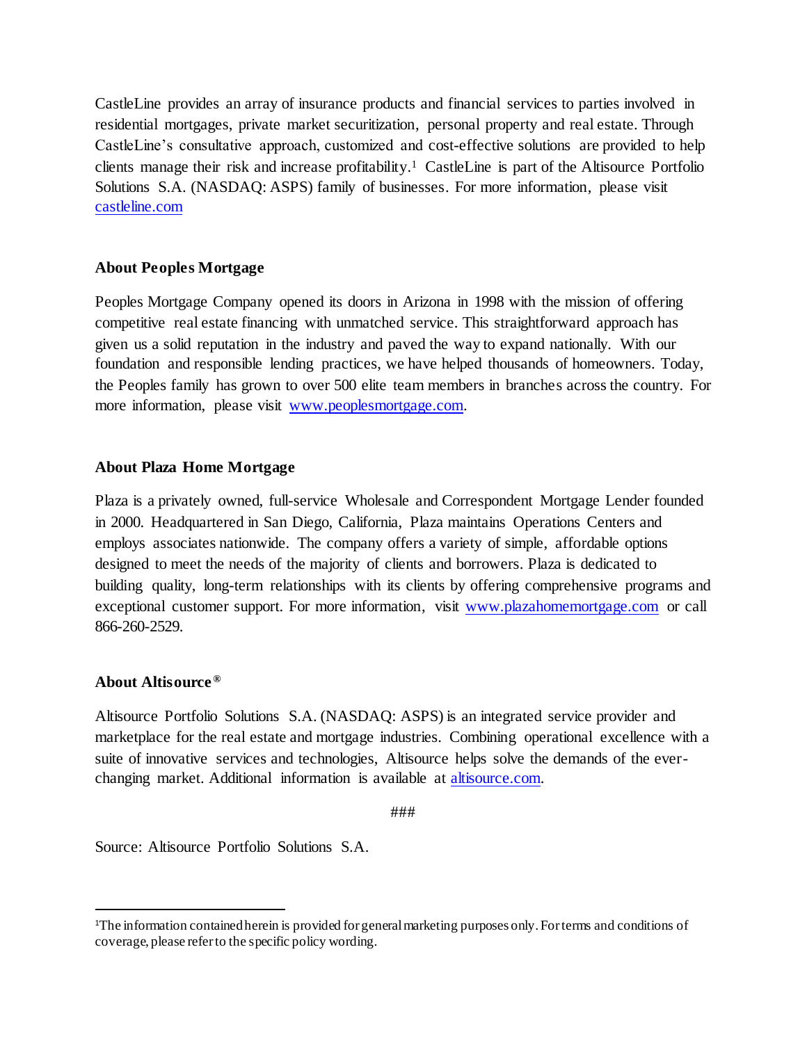CastleLine provides an array of insurance products and financial services to parties involved in residential mortgages, private market securitization, personal property and real estate. Through CastleLine's consultative approach, customized and cost-effective solutions are provided to help clients manage their risk and increase profitability.[1] CastleLine is part of the Altisource Portfolio Solutions S.A. (NASDAQ: ASPS) family of businesses. For more information, please visit castleline.com

**About Peoples Mortgage**

Peoples Mortgage Company opened its doors in Arizona in 1998 with the mission of offering competitive real estate financing with unmatched service. This straightforward approach has given us a solid reputation in the industry and paved the way to expand nationally. With our foundation and responsible lending practices, we have helped thousands of homeowners. Today, the Peoples family has grown to over 500 elite team members in branches across the country. For more information, please visit www.peoplesmortgage.com.

**About Plaza Home Mortgage**

Plaza is a privately owned, full-service Wholesale and Correspondent Mortgage Lender founded in 2000. Headquartered in San Diego, California, Plaza maintains Operations Centers and employs associates nationwide. The company offers a variety of simple, affordable options designed to meet the needs of the majority of clients and borrowers. Plaza is dedicated to building quality, long-term relationships with its clients by offering comprehensive programs and exceptional customer support. For more information, visit www.plazahomemortgage.com or call 866-260-2529.

**About Altisource®**

Altisource Portfolio Solutions S.A. (NASDAQ: ASPS) is an integrated service provider and marketplace for the real estate and mortgage industries. Combining operational excellence with a suite of innovative services and technologies, Altisource helps solve the demands of the ever-changing market. Additional information is available at altisource.com.

###

Source: Altisource Portfolio Solutions S.A.

---

[1] The information contained herein is provided for general marketing purposes only. For terms and conditions of coverage, please refer to the specific policy wording.